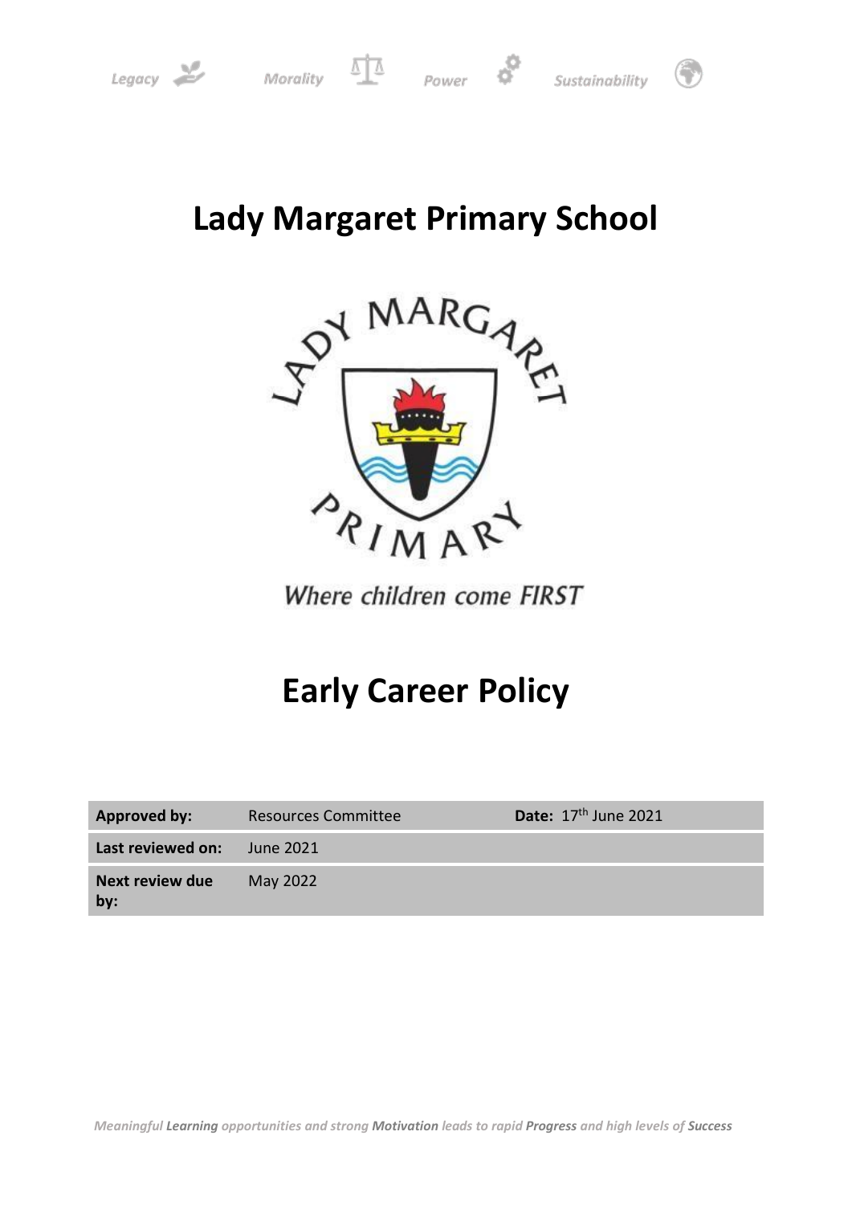Legacy Morality Power Sustainability

# Lady Margaret Primary School

*Where children come FIRST*

# Early Career Policy

| | | |
|---|---|---|
| **Approved by:** | Resources Committee | **Date:** 17th June 2021 |
| **Last reviewed on:** | June 2021 | |
| **Next review due by:** | May 2022 | |

*Meaningful **Learning** opportunities and strong **Motivation** leads to rapid **Progress** and high levels of **Success***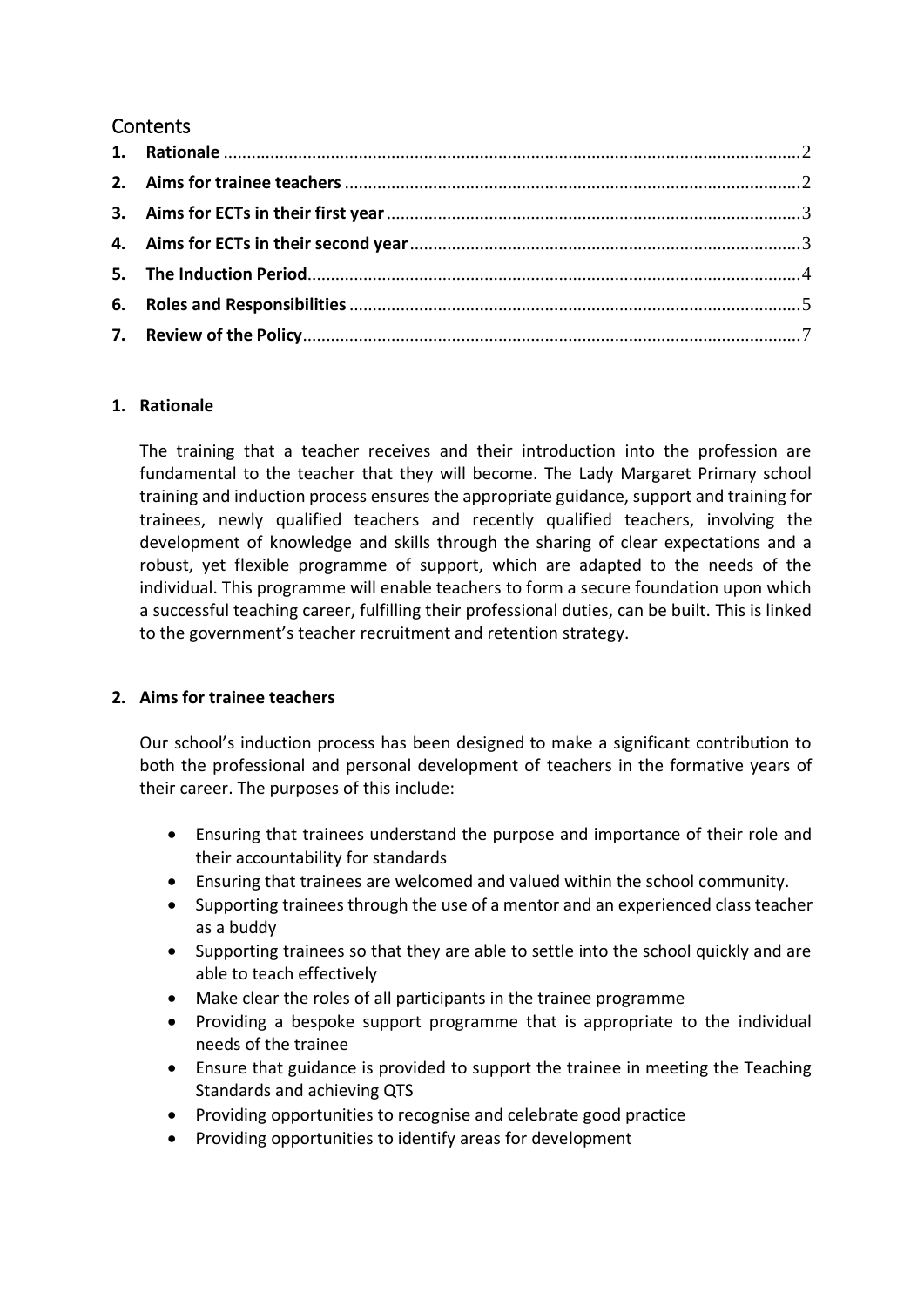## Contents

| | | |
|---|---|---|
| 1. | **Rationale** | 2 |
| 2. | **Aims for trainee teachers** | 2 |
| 3. | **Aims for ECTs in their first year** | 3 |
| 4. | **Aims for ECTs in their second year** | 3 |
| 5. | **The Induction Period** | 4 |
| 6. | **Roles and Responsibilities** | 5 |
| 7. | **Review of the Policy** | 7 |

## 1. Rationale

The training that a teacher receives and their introduction into the profession are fundamental to the teacher that they will become. The Lady Margaret Primary school training and induction process ensures the appropriate guidance, support and training for trainees, newly qualified teachers and recently qualified teachers, involving the development of knowledge and skills through the sharing of clear expectations and a robust, yet flexible programme of support, which are adapted to the needs of the individual. This programme will enable teachers to form a secure foundation upon which a successful teaching career, fulfilling their professional duties, can be built. This is linked to the government's teacher recruitment and retention strategy.

## 2. Aims for trainee teachers

Our school's induction process has been designed to make a significant contribution to both the professional and personal development of teachers in the formative years of their career. The purposes of this include:

- Ensuring that trainees understand the purpose and importance of their role and their accountability for standards
- Ensuring that trainees are welcomed and valued within the school community.
- Supporting trainees through the use of a mentor and an experienced class teacher as a buddy
- Supporting trainees so that they are able to settle into the school quickly and are able to teach effectively
- Make clear the roles of all participants in the trainee programme
- Providing a bespoke support programme that is appropriate to the individual needs of the trainee
- Ensure that guidance is provided to support the trainee in meeting the Teaching Standards and achieving QTS
- Providing opportunities to recognise and celebrate good practice
- Providing opportunities to identify areas for development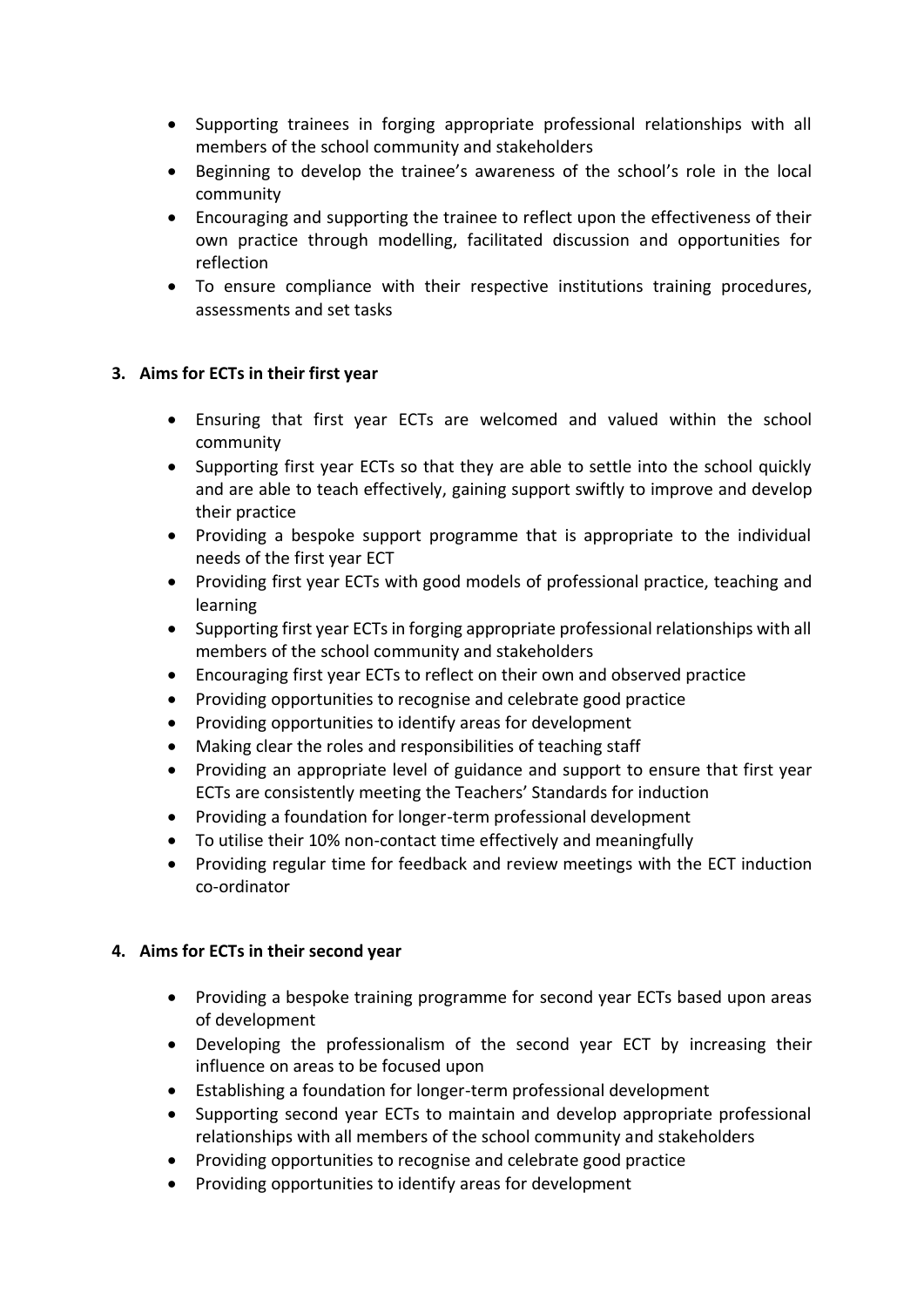- Supporting trainees in forging appropriate professional relationships with all members of the school community and stakeholders
- Beginning to develop the trainee's awareness of the school's role in the local community
- Encouraging and supporting the trainee to reflect upon the effectiveness of their own practice through modelling, facilitated discussion and opportunities for reflection
- To ensure compliance with their respective institutions training procedures, assessments and set tasks

## 3. Aims for ECTs in their first year

- Ensuring that first year ECTs are welcomed and valued within the school community
- Supporting first year ECTs so that they are able to settle into the school quickly and are able to teach effectively, gaining support swiftly to improve and develop their practice
- Providing a bespoke support programme that is appropriate to the individual needs of the first year ECT
- Providing first year ECTs with good models of professional practice, teaching and learning
- Supporting first year ECTs in forging appropriate professional relationships with all members of the school community and stakeholders
- Encouraging first year ECTs to reflect on their own and observed practice
- Providing opportunities to recognise and celebrate good practice
- Providing opportunities to identify areas for development
- Making clear the roles and responsibilities of teaching staff
- Providing an appropriate level of guidance and support to ensure that first year ECTs are consistently meeting the Teachers' Standards for induction
- Providing a foundation for longer-term professional development
- To utilise their 10% non-contact time effectively and meaningfully
- Providing regular time for feedback and review meetings with the ECT induction co-ordinator

## 4. Aims for ECTs in their second year

- Providing a bespoke training programme for second year ECTs based upon areas of development
- Developing the professionalism of the second year ECT by increasing their influence on areas to be focused upon
- Establishing a foundation for longer-term professional development
- Supporting second year ECTs to maintain and develop appropriate professional relationships with all members of the school community and stakeholders
- Providing opportunities to recognise and celebrate good practice
- Providing opportunities to identify areas for development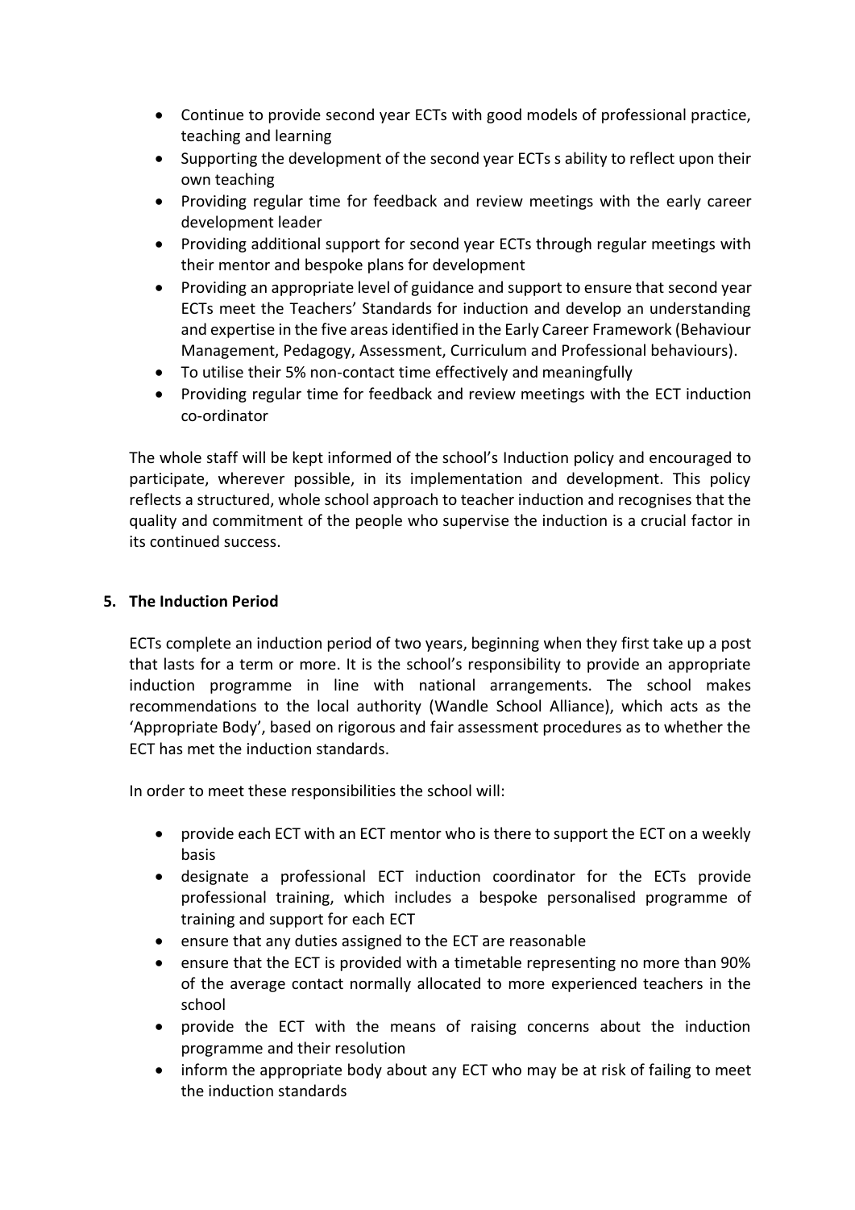- Continue to provide second year ECTs with good models of professional practice, teaching and learning
- Supporting the development of the second year ECTs s ability to reflect upon their own teaching
- Providing regular time for feedback and review meetings with the early career development leader
- Providing additional support for second year ECTs through regular meetings with their mentor and bespoke plans for development
- Providing an appropriate level of guidance and support to ensure that second year ECTs meet the Teachers' Standards for induction and develop an understanding and expertise in the five areas identified in the Early Career Framework (Behaviour Management, Pedagogy, Assessment, Curriculum and Professional behaviours).
- To utilise their 5% non-contact time effectively and meaningfully
- Providing regular time for feedback and review meetings with the ECT induction co-ordinator

The whole staff will be kept informed of the school's Induction policy and encouraged to participate, wherever possible, in its implementation and development. This policy reflects a structured, whole school approach to teacher induction and recognises that the quality and commitment of the people who supervise the induction is a crucial factor in its continued success.

**5. The Induction Period**

ECTs complete an induction period of two years, beginning when they first take up a post that lasts for a term or more. It is the school's responsibility to provide an appropriate induction programme in line with national arrangements. The school makes recommendations to the local authority (Wandle School Alliance), which acts as the 'Appropriate Body', based on rigorous and fair assessment procedures as to whether the ECT has met the induction standards.

In order to meet these responsibilities the school will:

- provide each ECT with an ECT mentor who is there to support the ECT on a weekly basis
- designate a professional ECT induction coordinator for the ECTs provide professional training, which includes a bespoke personalised programme of training and support for each ECT
- ensure that any duties assigned to the ECT are reasonable
- ensure that the ECT is provided with a timetable representing no more than 90% of the average contact normally allocated to more experienced teachers in the school
- provide the ECT with the means of raising concerns about the induction programme and their resolution
- inform the appropriate body about any ECT who may be at risk of failing to meet the induction standards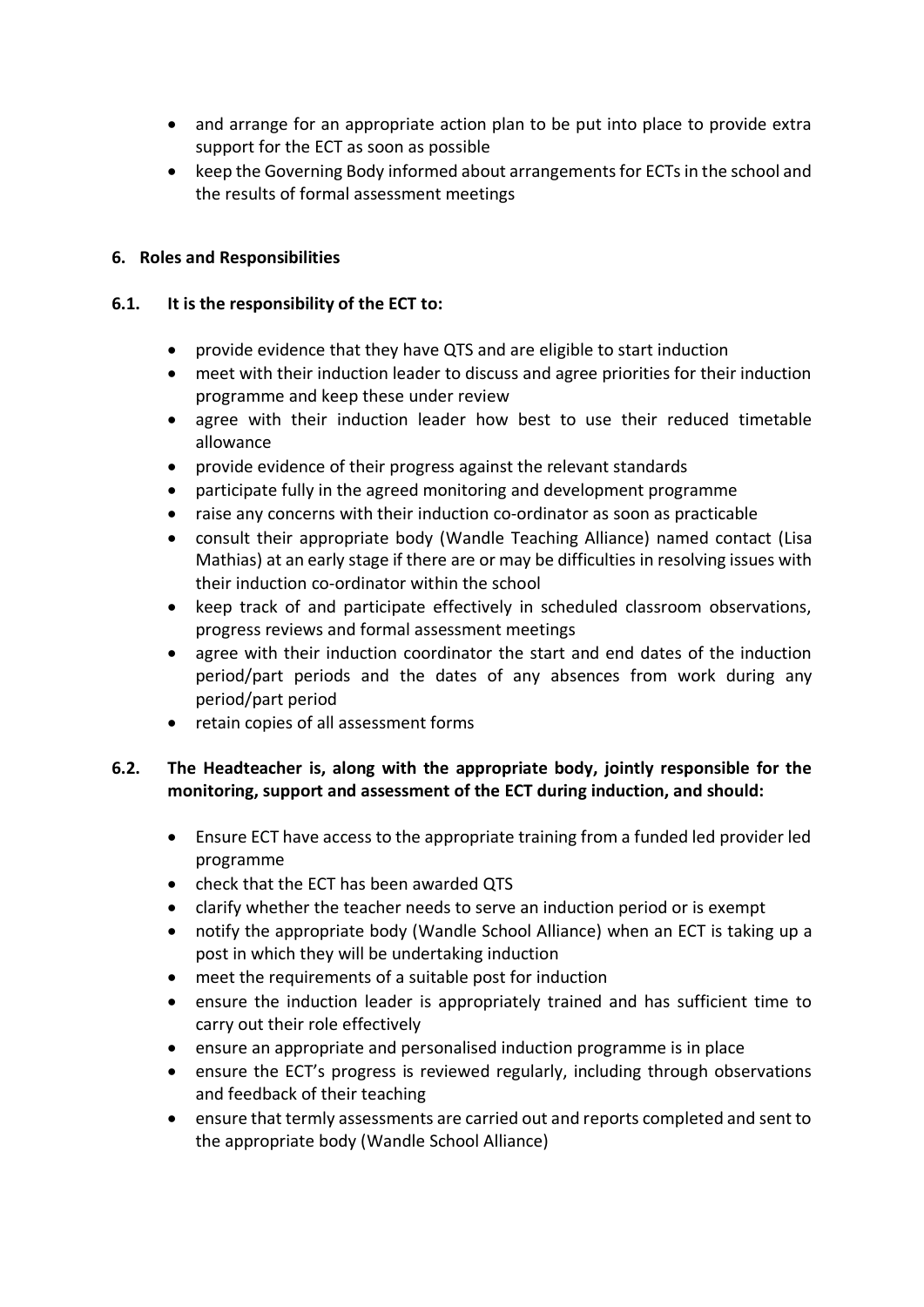- and arrange for an appropriate action plan to be put into place to provide extra support for the ECT as soon as possible
- keep the Governing Body informed about arrangements for ECTs in the school and the results of formal assessment meetings

## 6. Roles and Responsibilities

### 6.1. It is the responsibility of the ECT to:

- provide evidence that they have QTS and are eligible to start induction
- meet with their induction leader to discuss and agree priorities for their induction programme and keep these under review
- agree with their induction leader how best to use their reduced timetable allowance
- provide evidence of their progress against the relevant standards
- participate fully in the agreed monitoring and development programme
- raise any concerns with their induction co-ordinator as soon as practicable
- consult their appropriate body (Wandle Teaching Alliance) named contact (Lisa Mathias) at an early stage if there are or may be difficulties in resolving issues with their induction co-ordinator within the school
- keep track of and participate effectively in scheduled classroom observations, progress reviews and formal assessment meetings
- agree with their induction coordinator the start and end dates of the induction period/part periods and the dates of any absences from work during any period/part period
- retain copies of all assessment forms

### 6.2. The Headteacher is, along with the appropriate body, jointly responsible for the monitoring, support and assessment of the ECT during induction, and should:

- Ensure ECT have access to the appropriate training from a funded led provider led programme
- check that the ECT has been awarded QTS
- clarify whether the teacher needs to serve an induction period or is exempt
- notify the appropriate body (Wandle School Alliance) when an ECT is taking up a post in which they will be undertaking induction
- meet the requirements of a suitable post for induction
- ensure the induction leader is appropriately trained and has sufficient time to carry out their role effectively
- ensure an appropriate and personalised induction programme is in place
- ensure the ECT's progress is reviewed regularly, including through observations and feedback of their teaching
- ensure that termly assessments are carried out and reports completed and sent to the appropriate body (Wandle School Alliance)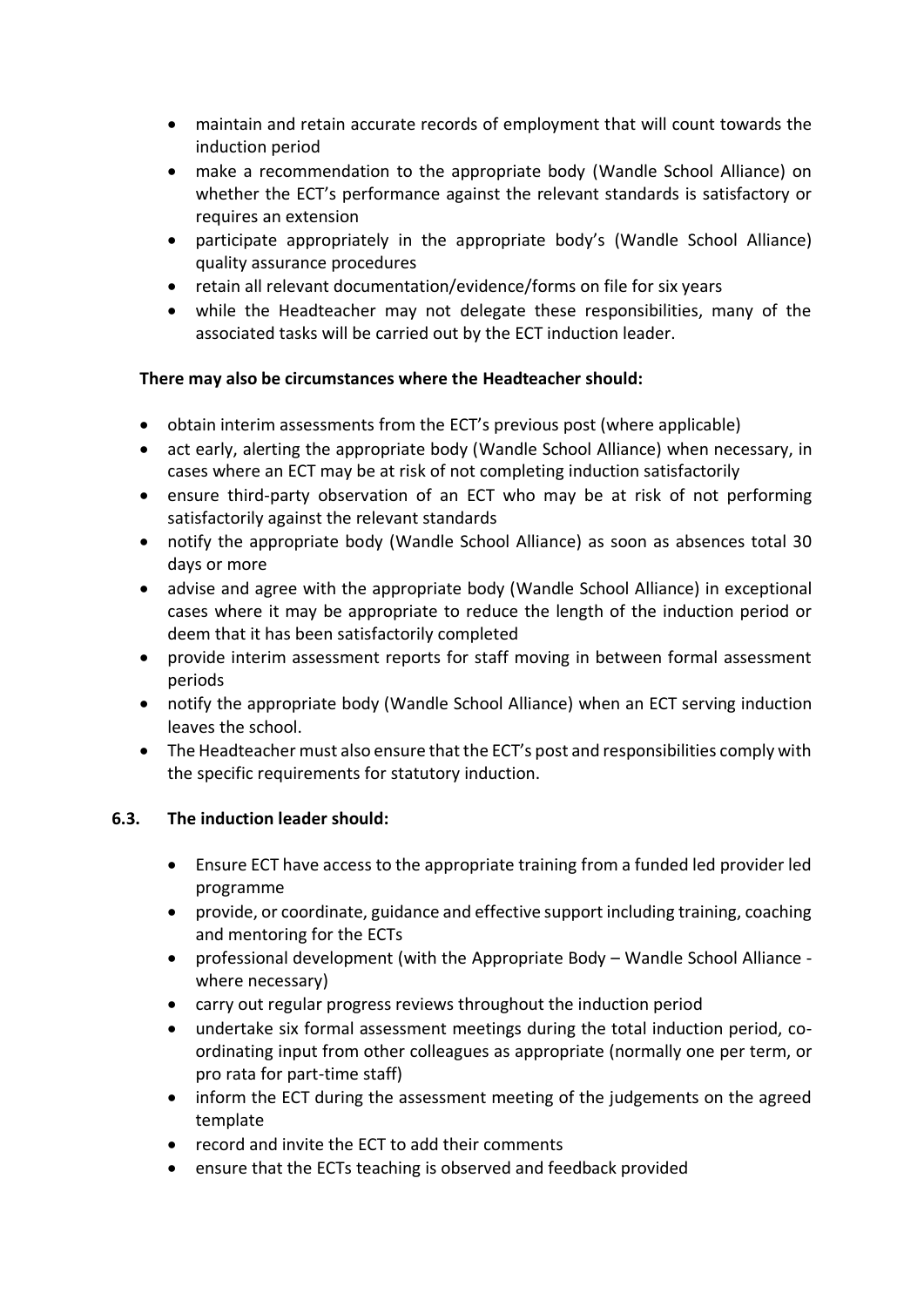- maintain and retain accurate records of employment that will count towards the induction period
- make a recommendation to the appropriate body (Wandle School Alliance) on whether the ECT's performance against the relevant standards is satisfactory or requires an extension
- participate appropriately in the appropriate body's (Wandle School Alliance) quality assurance procedures
- retain all relevant documentation/evidence/forms on file for six years
- while the Headteacher may not delegate these responsibilities, many of the associated tasks will be carried out by the ECT induction leader.

**There may also be circumstances where the Headteacher should:**

- obtain interim assessments from the ECT's previous post (where applicable)
- act early, alerting the appropriate body (Wandle School Alliance) when necessary, in cases where an ECT may be at risk of not completing induction satisfactorily
- ensure third-party observation of an ECT who may be at risk of not performing satisfactorily against the relevant standards
- notify the appropriate body (Wandle School Alliance) as soon as absences total 30 days or more
- advise and agree with the appropriate body (Wandle School Alliance) in exceptional cases where it may be appropriate to reduce the length of the induction period or deem that it has been satisfactorily completed
- provide interim assessment reports for staff moving in between formal assessment periods
- notify the appropriate body (Wandle School Alliance) when an ECT serving induction leaves the school.
- The Headteacher must also ensure that the ECT's post and responsibilities comply with the specific requirements for statutory induction.

### 6.3. The induction leader should:

- Ensure ECT have access to the appropriate training from a funded led provider led programme
- provide, or coordinate, guidance and effective support including training, coaching and mentoring for the ECTs
- professional development (with the Appropriate Body – Wandle School Alliance - where necessary)
- carry out regular progress reviews throughout the induction period
- undertake six formal assessment meetings during the total induction period, co-ordinating input from other colleagues as appropriate (normally one per term, or pro rata for part-time staff)
- inform the ECT during the assessment meeting of the judgements on the agreed template
- record and invite the ECT to add their comments
- ensure that the ECTs teaching is observed and feedback provided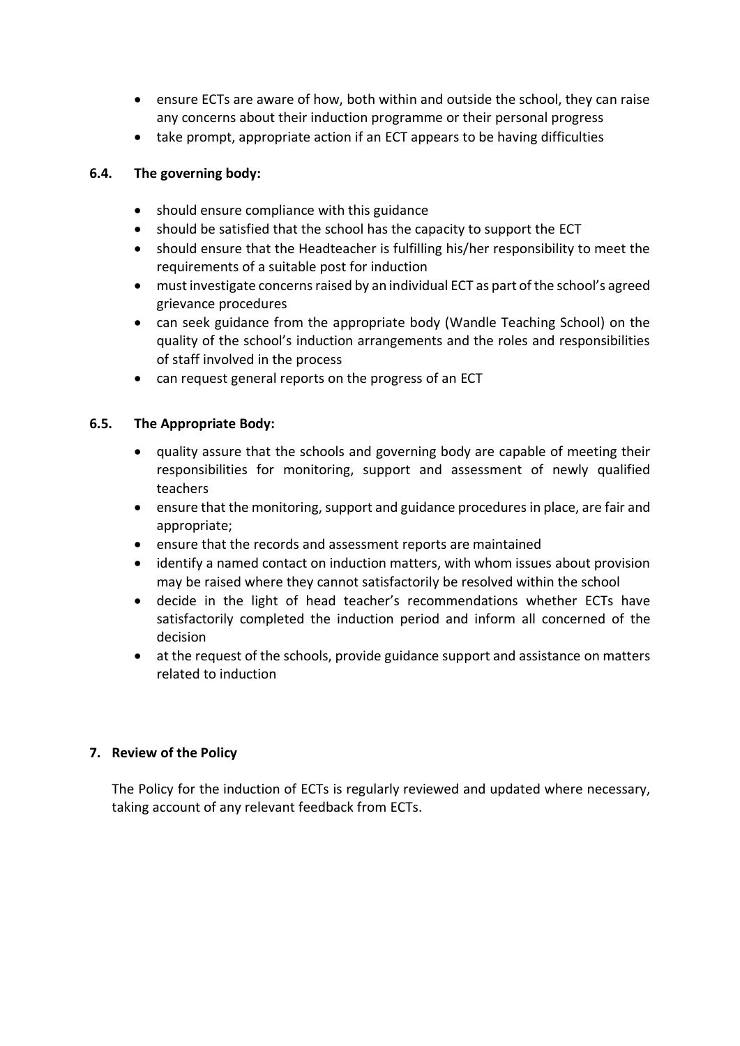- ensure ECTs are aware of how, both within and outside the school, they can raise any concerns about their induction programme or their personal progress
- take prompt, appropriate action if an ECT appears to be having difficulties

### 6.4. The governing body:

- should ensure compliance with this guidance
- should be satisfied that the school has the capacity to support the ECT
- should ensure that the Headteacher is fulfilling his/her responsibility to meet the requirements of a suitable post for induction
- must investigate concerns raised by an individual ECT as part of the school's agreed grievance procedures
- can seek guidance from the appropriate body (Wandle Teaching School) on the quality of the school's induction arrangements and the roles and responsibilities of staff involved in the process
- can request general reports on the progress of an ECT

### 6.5. The Appropriate Body:

- quality assure that the schools and governing body are capable of meeting their responsibilities for monitoring, support and assessment of newly qualified teachers
- ensure that the monitoring, support and guidance procedures in place, are fair and appropriate;
- ensure that the records and assessment reports are maintained
- identify a named contact on induction matters, with whom issues about provision may be raised where they cannot satisfactorily be resolved within the school
- decide in the light of head teacher's recommendations whether ECTs have satisfactorily completed the induction period and inform all concerned of the decision
- at the request of the schools, provide guidance support and assistance on matters related to induction

## 7. Review of the Policy

The Policy for the induction of ECTs is regularly reviewed and updated where necessary, taking account of any relevant feedback from ECTs.